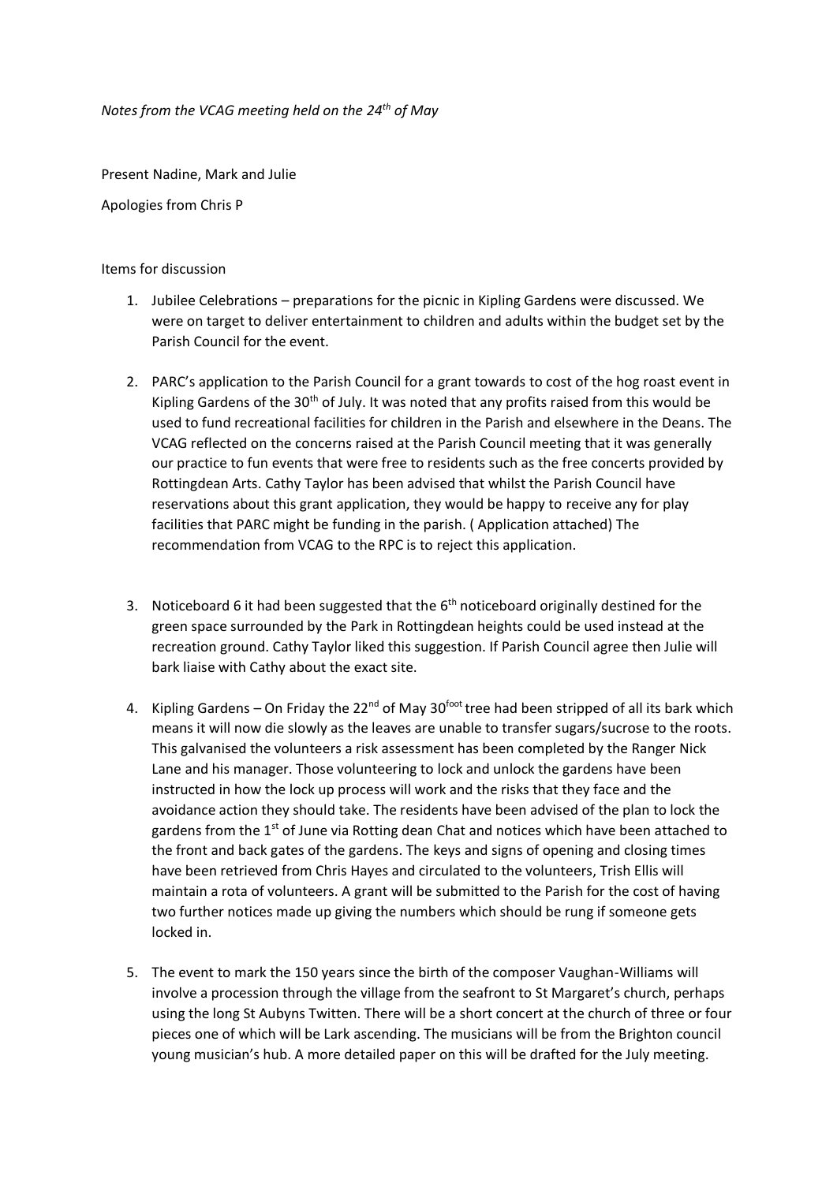*Notes from the VCAG meeting held on the 24th of May*

Present Nadine, Mark and Julie

Apologies from Chris P

Items for discussion

1. Jubilee Celebrations – preparations for the picnic in Kipling Gardens were discussed. We were on target to deliver entertainment to children and adults within the budget set by the Parish Council for the event.

2. PARC's application to the Parish Council for a grant towards to cost of the hog roast event in Kipling Gardens of the 30th of July. It was noted that any profits raised from this would be used to fund recreational facilities for children in the Parish and elsewhere in the Deans. The VCAG reflected on the concerns raised at the Parish Council meeting that it was generally our practice to fun events that were free to residents such as the free concerts provided by Rottingdean Arts. Cathy Taylor has been advised that whilst the Parish Council have reservations about this grant application, they would be happy to receive any for play facilities that PARC might be funding in the parish. ( Application attached) The recommendation from VCAG to the RPC is to reject this application.

3. Noticeboard 6 it had been suggested that the 6th noticeboard originally destined for the green space surrounded by the Park in Rottingdean heights could be used instead at the recreation ground. Cathy Taylor liked this suggestion. If Parish Council agree then Julie will bark liaise with Cathy about the exact site.

4. Kipling Gardens – On Friday the 22nd of May 30foot tree had been stripped of all its bark which means it will now die slowly as the leaves are unable to transfer sugars/sucrose to the roots. This galvanised the volunteers a risk assessment has been completed by the Ranger Nick Lane and his manager. Those volunteering to lock and unlock the gardens have been instructed in how the lock up process will work and the risks that they face and the avoidance action they should take. The residents have been advised of the plan to lock the gardens from the 1st of June via Rotting dean Chat and notices which have been attached to the front and back gates of the gardens. The keys and signs of opening and closing times have been retrieved from Chris Hayes and circulated to the volunteers, Trish Ellis will maintain a rota of volunteers. A grant will be submitted to the Parish for the cost of having two further notices made up giving the numbers which should be rung if someone gets locked in.

5. The event to mark the 150 years since the birth of the composer Vaughan-Williams will involve a procession through the village from the seafront to St Margaret's church, perhaps using the long St Aubyns Twitten. There will be a short concert at the church of three or four pieces one of which will be Lark ascending. The musicians will be from the Brighton council young musician's hub. A more detailed paper on this will be drafted for the July meeting.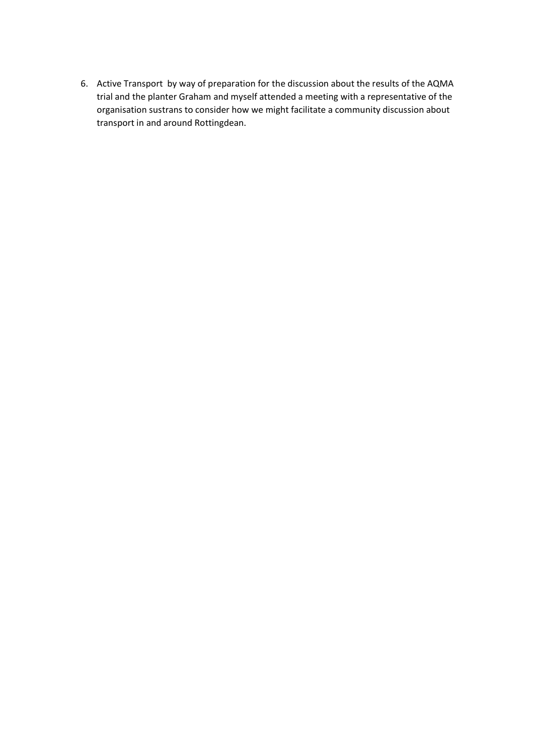6. Active Transport  by way of preparation for the discussion about the results of the AQMA trial and the planter Graham and myself attended a meeting with a representative of the organisation sustrans to consider how we might facilitate a community discussion about transport in and around Rottingdean.